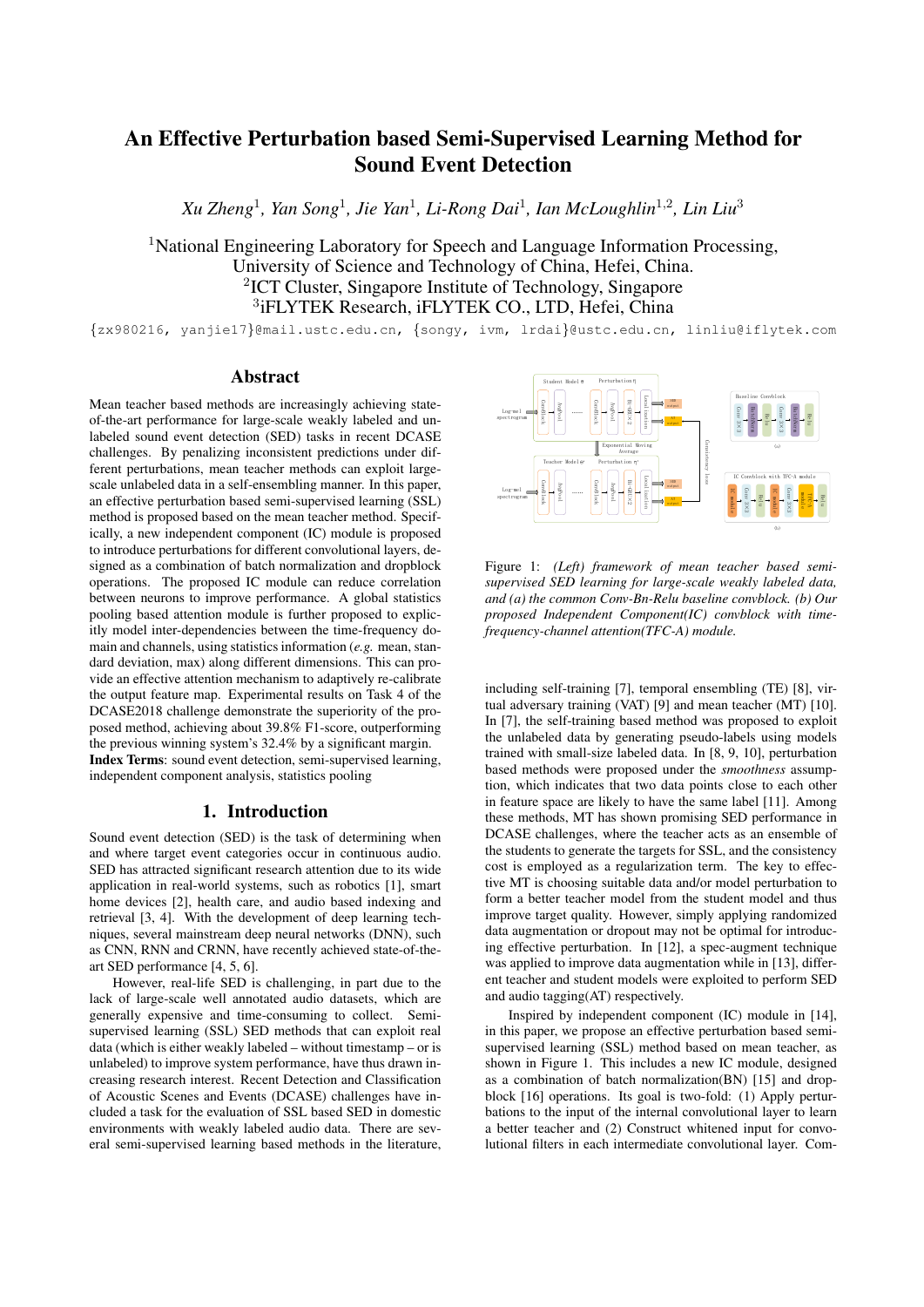# An Effective Perturbation based Semi-Supervised Learning Method for Sound Event Detection

*Xu Zheng[1], Yan Song[1], Jie Yan[1], Li-Rong Dai[1], Ian McLoughlin[1,2], Lin Liu[3]*

[1]National Engineering Laboratory for Speech and Language Information Processing, University of Science and Technology of China, Hefei, China.
[2]ICT Cluster, Singapore Institute of Technology, Singapore
[3]iFLYTEK Research, iFLYTEK CO., LTD, Hefei, China

{zx980216, yanjie17}@mail.ustc.edu.cn, {songy, ivm, lrdai}@ustc.edu.cn, linliu@iflytek.com

## Abstract

Mean teacher based methods are increasingly achieving state-of-the-art performance for large-scale weakly labeled and unlabeled sound event detection (SED) tasks in recent DCASE challenges. By penalizing inconsistent predictions under different perturbations, mean teacher methods can exploit large-scale unlabeled data in a self-ensembling manner. In this paper, an effective perturbation based semi-supervised learning (SSL) method is proposed based on the mean teacher method. Specifically, a new independent component (IC) module is proposed to introduce perturbations for different convolutional layers, designed as a combination of batch normalization and dropblock operations. The proposed IC module can reduce correlation between neurons to improve performance. A global statistics pooling based attention module is further proposed to explicitly model inter-dependencies between the time-frequency domain and channels, using statistics information (*e.g.* mean, standard deviation, max) along different dimensions. This can provide an effective attention mechanism to adaptively re-calibrate the output feature map. Experimental results on Task 4 of the DCASE2018 challenge demonstrate the superiority of the proposed method, achieving about 39.8% F1-score, outperforming the previous winning system's 32.4% by a significant margin.

**Index Terms**: sound event detection, semi-supervised learning, independent component analysis, statistics pooling

## 1. Introduction

Sound event detection (SED) is the task of determining when and where target event categories occur in continuous audio. SED has attracted significant research attention due to its wide application in real-world systems, such as robotics [1], smart home devices [2], health care, and audio based indexing and retrieval [3, 4]. With the development of deep learning techniques, several mainstream deep neural networks (DNN), such as CNN, RNN and CRNN, have recently achieved state-of-the-art SED performance [4, 5, 6].

However, real-life SED is challenging, in part due to the lack of large-scale well annotated audio datasets, which are generally expensive and time-consuming to collect. Semi-supervised learning (SSL) SED methods that can exploit real data (which is either weakly labeled – without timestamp – or is unlabeled) to improve system performance, have thus drawn increasing research interest. Recent Detection and Classification of Acoustic Scenes and Events (DCASE) challenges have included a task for the evaluation of SSL based SED in domestic environments with weakly labeled audio data. There are several semi-supervised learning based methods in the literature, including self-training [7], temporal ensembling (TE) [8], virtual adversary training (VAT) [9] and mean teacher (MT) [10]. In [7], the self-training based method was proposed to exploit the unlabeled data by generating pseudo-labels using models trained with small-size labeled data. In [8, 9, 10], perturbation based methods were proposed under the *smoothness* assumption, which indicates that two data points close to each other in feature space are likely to have the same label [11]. Among these methods, MT has shown promising SED performance in DCASE challenges, where the teacher acts as an ensemble of the students to generate the targets for SSL, and the consistency cost is employed as a regularization term. The key to effective MT is choosing suitable data and/or model perturbation to form a better teacher model from the student model and thus improve target quality. However, simply applying randomized data augmentation or dropout may not be optimal for introducing effective perturbation. In [12], a spec-augment technique was applied to improve data augmentation while in [13], different teacher and student models were exploited to perform SED and audio tagging(AT) respectively.

*Figure 1: (Left) framework of mean teacher based semi-supervised SED learning for large-scale weakly labeled data, and (a) the common Conv-Bn-Relu baseline convblock. (b) Our proposed Independent Component(IC) convblock with time-frequency-channel attention(TFC-A) module.*

Inspired by independent component (IC) module in [14], in this paper, we propose an effective perturbation based semi-supervised learning (SSL) method based on mean teacher, as shown in Figure 1. This includes a new IC module, designed as a combination of batch normalization(BN) [15] and dropblock [16] operations. Its goal is two-fold: (1) Apply perturbations to the input of the internal convolutional layer to learn a better teacher and (2) Construct whitened input for convolutional filters in each intermediate convolutional layer. Com-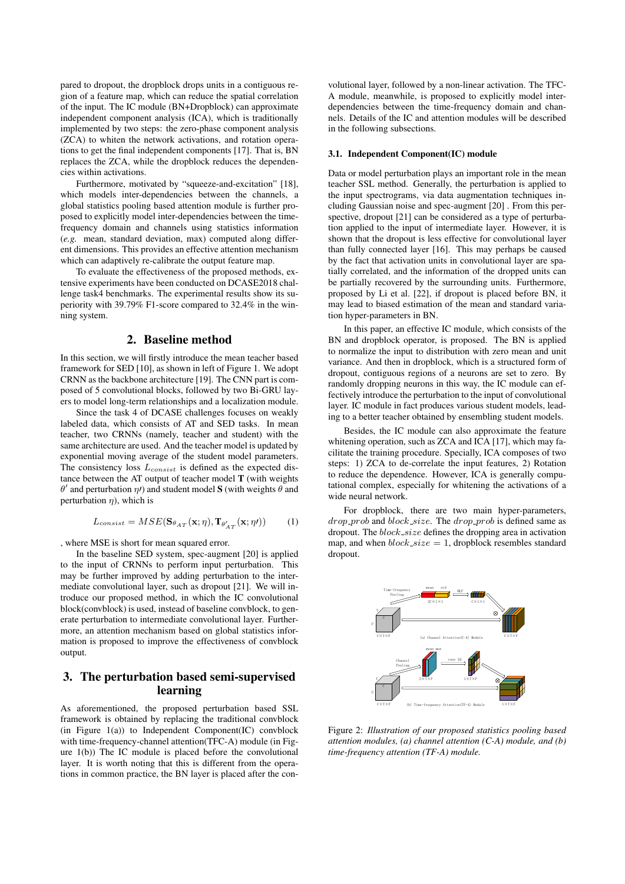pared to dropout, the dropblock drops units in a contiguous region of a feature map, which can reduce the spatial correlation of the input. The IC module (BN+Dropblock) can approximate independent component analysis (ICA), which is traditionally implemented by two steps: the zero-phase component analysis (ZCA) to whiten the network activations, and rotation operations to get the final independent components [17]. That is, BN replaces the ZCA, while the dropblock reduces the dependencies within activations.

Furthermore, motivated by "squeeze-and-excitation" [18], which models inter-dependencies between the channels, a global statistics pooling based attention module is further proposed to explicitly model inter-dependencies between the time-frequency domain and channels using statistics information (*e.g.* mean, standard deviation, max) computed along different dimensions. This provides an effective attention mechanism which can adaptively re-calibrate the output feature map.

To evaluate the effectiveness of the proposed methods, extensive experiments have been conducted on DCASE2018 challenge task4 benchmarks. The experimental results show its superiority with 39.79% F1-score compared to 32.4% in the winning system.

## 2. Baseline method

In this section, we will firstly introduce the mean teacher based framework for SED [10], as shown in left of Figure 1. We adopt CRNN as the backbone architecture [19]. The CNN part is composed of 5 convolutional blocks, followed by two Bi-GRU layers to model long-term relationships and a localization module.

Since the task 4 of DCASE challenges focuses on weakly labeled data, which consists of AT and SED tasks. In mean teacher, two CRNNs (namely, teacher and student) with the same architecture are used. And the teacher model is updated by exponential moving average of the student model parameters. The consistency loss $L_{consist}$ is defined as the expected distance between the AT output of teacher model $\mathbf{T}$ (with weights $\theta'$ and perturbation $\eta\prime$) and student model $\mathbf{S}$ (with weights $\theta$ and perturbation $\eta$), which is

$$L_{consist} = MSE(\mathbf{S}_{\theta_{AT}}(\mathbf{x};\eta), \mathbf{T}_{\theta'_{AT}}(\mathbf{x};\eta\prime)) \quad (1)$$

, where MSE is short for mean squared error.

In the baseline SED system, spec-augment [20] is applied to the input of CRNNs to perform input perturbation. This may be further improved by adding perturbation to the intermediate convolutional layer, such as dropout [21]. We will introduce our proposed method, in which the IC convolutional block(convblock) is used, instead of baseline convblock, to generate perturbation to intermediate convolutional layer. Furthermore, an attention mechanism based on global statistics information is proposed to improve the effectiveness of convblock output.

## 3. The perturbation based semi-supervised learning

As aforementioned, the proposed perturbation based SSL framework is obtained by replacing the traditional convblock (in Figure 1(a)) to Independent Component(IC) convblock with time-frequency-channel attention(TFC-A) module (in Figure 1(b)) The IC module is placed before the convolutional layer. It is worth noting that this is different from the operations in common practice, the BN layer is placed after the convolutional layer, followed by a non-linear activation. The TFC-A module, meanwhile, is proposed to explicitly model inter-dependencies between the time-frequency domain and channels. Details of the IC and attention modules will be described in the following subsections.

### 3.1. Independent Component(IC) module

Data or model perturbation plays an important role in the mean teacher SSL method. Generally, the perturbation is applied to the input spectrograms, via data augmentation techniques including Gaussian noise and spec-augment [20] . From this perspective, dropout [21] can be considered as a type of perturbation applied to the input of intermediate layer. However, it is shown that the dropout is less effective for convolutional layer than fully connected layer [16]. This may perhaps be caused by the fact that activation units in convolutional layer are spatially correlated, and the information of the dropped units can be partially recovered by the surrounding units. Furthermore, proposed by Li et al. [22], if dropout is placed before BN, it may lead to biased estimation of the mean and standard variation hyper-parameters in BN.

In this paper, an effective IC module, which consists of the BN and dropblock operator, is proposed. The BN is applied to normalize the input to distribution with zero mean and unit variance. And then in dropblock, which is a structured form of dropout, contiguous regions of a neurons are set to zero. By randomly dropping neurons in this way, the IC module can effectively introduce the perturbation to the input of convolutional layer. IC module in fact produces various student models, leading to a better teacher obtained by ensembling student models.

Besides, the IC module can also approximate the feature whitening operation, such as ZCA and ICA [17], which may facilitate the training procedure. Specially, ICA composes of two steps: 1) ZCA to de-correlate the input features, 2) Rotation to reduce the dependence. However, ICA is generally computational complex, especially for whitening the activations of a wide neural network.

For dropblock, there are two main hyper-parameters, $drop\_prob$ and $block\_size$. The $drop\_prob$ is defined same as dropout. The $block\_size$ defines the dropping area in activation map, and when $block\_size = 1$, dropblock resembles standard dropout.

Figure 2: *Illustration of our proposed statistics pooling based attention modules, (a) channel attention (C-A) module, and (b) time-frequency attention (TF-A) module.*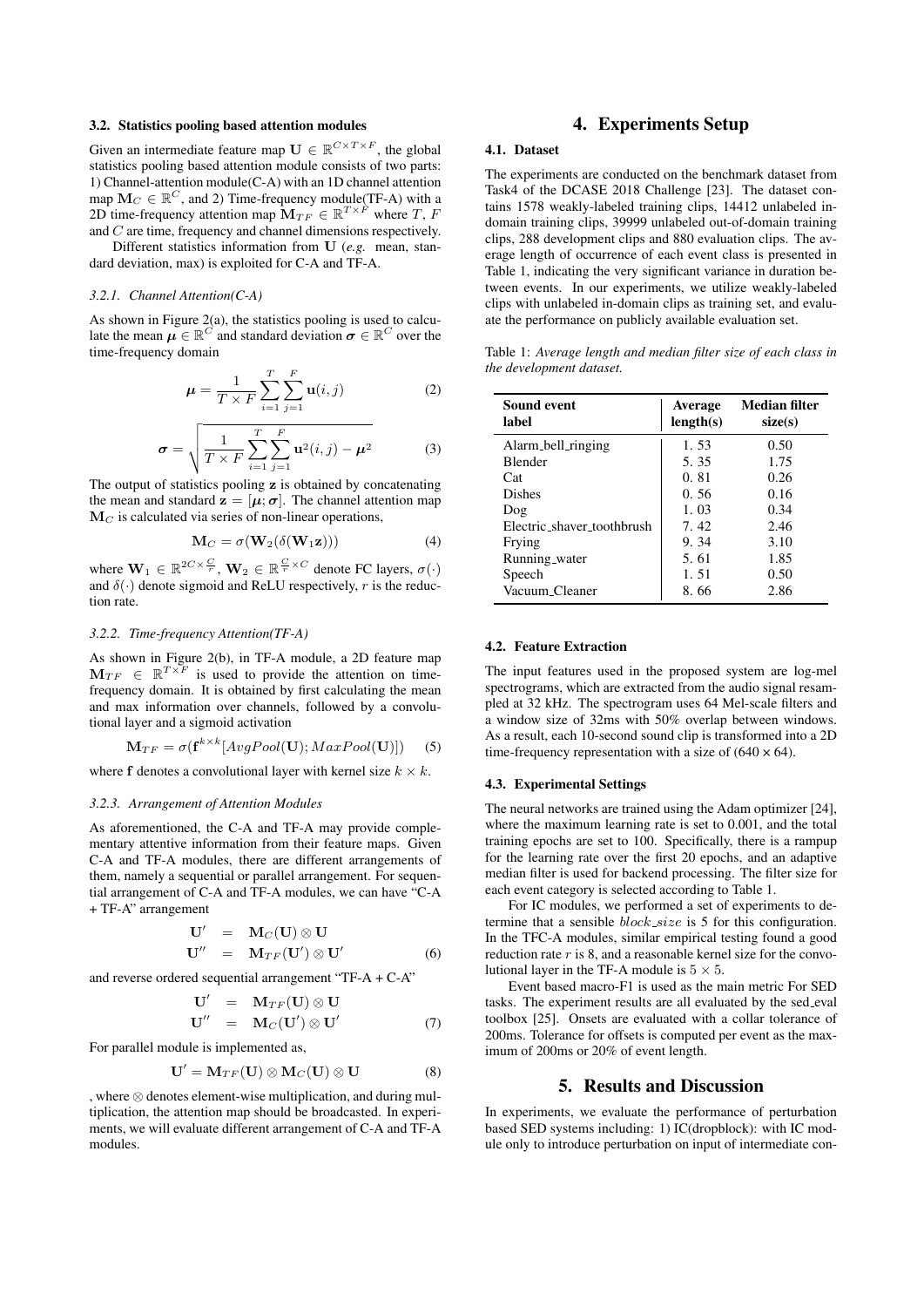### 3.2. Statistics pooling based attention modules

Given an intermediate feature map $\mathbf{U} \in \mathbb{R}^{C \times T \times F}$, the global statistics pooling based attention module consists of two parts: 1) Channel-attention module(C-A) with an 1D channel attention map $\mathbf{M}_C \in \mathbb{R}^C$, and 2) Time-frequency module(TF-A) with a 2D time-frequency attention map $\mathbf{M}_{TF} \in \mathbb{R}^{T \times F}$ where $T$, $F$ and $C$ are time, frequency and channel dimensions respectively.

Different statistics information from $\mathbf{U}$ (*e.g.* mean, standard deviation, max) is exploited for C-A and TF-A.

#### 3.2.1. Channel Attention(C-A)

As shown in Figure 2(a), the statistics pooling is used to calculate the mean $\boldsymbol{\mu} \in \mathbb{R}^C$ and standard deviation $\boldsymbol{\sigma} \in \mathbb{R}^C$ over the time-frequency domain

$$\boldsymbol{\mu} = \frac{1}{T \times F} \sum_{i=1}^{T} \sum_{j=1}^{F} \mathbf{u}(i,j) \tag{2}$$

$$\boldsymbol{\sigma} = \sqrt{\frac{1}{T \times F} \sum_{i=1}^{T} \sum_{j=1}^{F} \mathbf{u}^2(i,j) - \boldsymbol{\mu}^2} \tag{3}$$

The output of statistics pooling $\mathbf{z}$ is obtained by concatenating the mean and standard $\mathbf{z} = [\boldsymbol{\mu}; \boldsymbol{\sigma}]$. The channel attention map $\mathbf{M}_C$ is calculated via series of non-linear operations,

$$\mathbf{M}_C = \sigma(\mathbf{W}_2(\delta(\mathbf{W}_1 \mathbf{z}))) \tag{4}$$

where $\mathbf{W}_1 \in \mathbb{R}^{2C \times \frac{C}{r}}$, $\mathbf{W}_2 \in \mathbb{R}^{\frac{C}{r} \times C}$ denote FC layers, $\sigma(\cdot)$ and $\delta(\cdot)$ denote sigmoid and ReLU respectively, $r$ is the reduction rate.

#### 3.2.2. Time-frequency Attention(TF-A)

As shown in Figure 2(b), in TF-A module, a 2D feature map $\mathbf{M}_{TF} \in \mathbb{R}^{T \times F}$ is used to provide the attention on time-frequency domain. It is obtained by first calculating the mean and max information over channels, followed by a convolutional layer and a sigmoid activation

$$\mathbf{M}_{TF} = \sigma(\mathbf{f}^{k \times k}[AvgPool(\mathbf{U}); MaxPool(\mathbf{U})]) \tag{5}$$

where $\mathbf{f}$ denotes a convolutional layer with kernel size $k \times k$.

#### 3.2.3. Arrangement of Attention Modules

As aforementioned, the C-A and TF-A may provide complementary attentive information from their feature maps. Given C-A and TF-A modules, there are different arrangements of them, namely a sequential or parallel arrangement. For sequential arrangement of C-A and TF-A modules, we can have "C-A + TF-A" arrangement

$$\begin{aligned} \mathbf{U}' &= \mathbf{M}_C(\mathbf{U}) \otimes \mathbf{U} \\ \mathbf{U}'' &= \mathbf{M}_{TF}(\mathbf{U}') \otimes \mathbf{U}' \end{aligned} \tag{6}$$

and reverse ordered sequential arrangement "TF-A + C-A"

$$\begin{aligned} \mathbf{U}' &= \mathbf{M}_{TF}(\mathbf{U}) \otimes \mathbf{U} \\ \mathbf{U}'' &= \mathbf{M}_C(\mathbf{U}') \otimes \mathbf{U}' \end{aligned} \tag{7}$$

For parallel module is implemented as,

$$\mathbf{U}' = \mathbf{M}_{TF}(\mathbf{U}) \otimes \mathbf{M}_C(\mathbf{U}) \otimes \mathbf{U} \tag{8}$$

, where $\otimes$ denotes element-wise multiplication, and during multiplication, the attention map should be broadcasted. In experiments, we will evaluate different arrangement of C-A and TF-A modules.

# 4. Experiments Setup

### 4.1. Dataset

The experiments are conducted on the benchmark dataset from Task4 of the DCASE 2018 Challenge [23]. The dataset contains 1578 weakly-labeled training clips, 14412 unlabeled in-domain training clips, 39999 unlabeled out-of-domain training clips, 288 development clips and 880 evaluation clips. The average length of occurrence of each event class is presented in Table 1, indicating the very significant variance in duration between events. In our experiments, we utilize weakly-labeled clips with unlabeled in-domain clips as training set, and evaluate the performance on publicly available evaluation set.

Table 1: *Average length and median filter size of each class in the development dataset.*

| Sound event label | Average length(s) | Median filter size(s) |
|---|---|---|
| Alarm_bell_ringing | 1.53 | 0.50 |
| Blender | 5.35 | 1.75 |
| Cat | 0.81 | 0.26 |
| Dishes | 0.56 | 0.16 |
| Dog | 1.03 | 0.34 |
| Electric_shaver_toothbrush | 7.42 | 2.46 |
| Frying | 9.34 | 3.10 |
| Running_water | 5.61 | 1.85 |
| Speech | 1.51 | 0.50 |
| Vacuum_Cleaner | 8.66 | 2.86 |

### 4.2. Feature Extraction

The input features used in the proposed system are log-mel spectrograms, which are extracted from the audio signal resampled at 32 kHz. The spectrogram uses 64 Mel-scale filters and a window size of 32ms with 50% overlap between windows. As a result, each 10-second sound clip is transformed into a 2D time-frequency representation with a size of (640 × 64).

### 4.3. Experimental Settings

The neural networks are trained using the Adam optimizer [24], where the maximum learning rate is set to 0.001, and the total training epochs are set to 100. Specifically, there is a rampup for the learning rate over the first 20 epochs, and an adaptive median filter is used for backend processing. The filter size for each event category is selected according to Table 1.

For IC modules, we performed a set of experiments to determine that a sensible $block\_size$ is 5 for this configuration. In the TFC-A modules, similar empirical testing found a good reduction rate $r$ is 8, and a reasonable kernel size for the convolutional layer in the TF-A module is $5 \times 5$.

Event based macro-F1 is used as the main metric For SED tasks. The experiment results are all evaluated by the sed_eval toolbox [25]. Onsets are evaluated with a collar tolerance of 200ms. Tolerance for offsets is computed per event as the maximum of 200ms or 20% of event length.

# 5. Results and Discussion

In experiments, we evaluate the performance of perturbation based SED systems including: 1) IC(dropblock): with IC module only to introduce perturbation on input of intermediate con-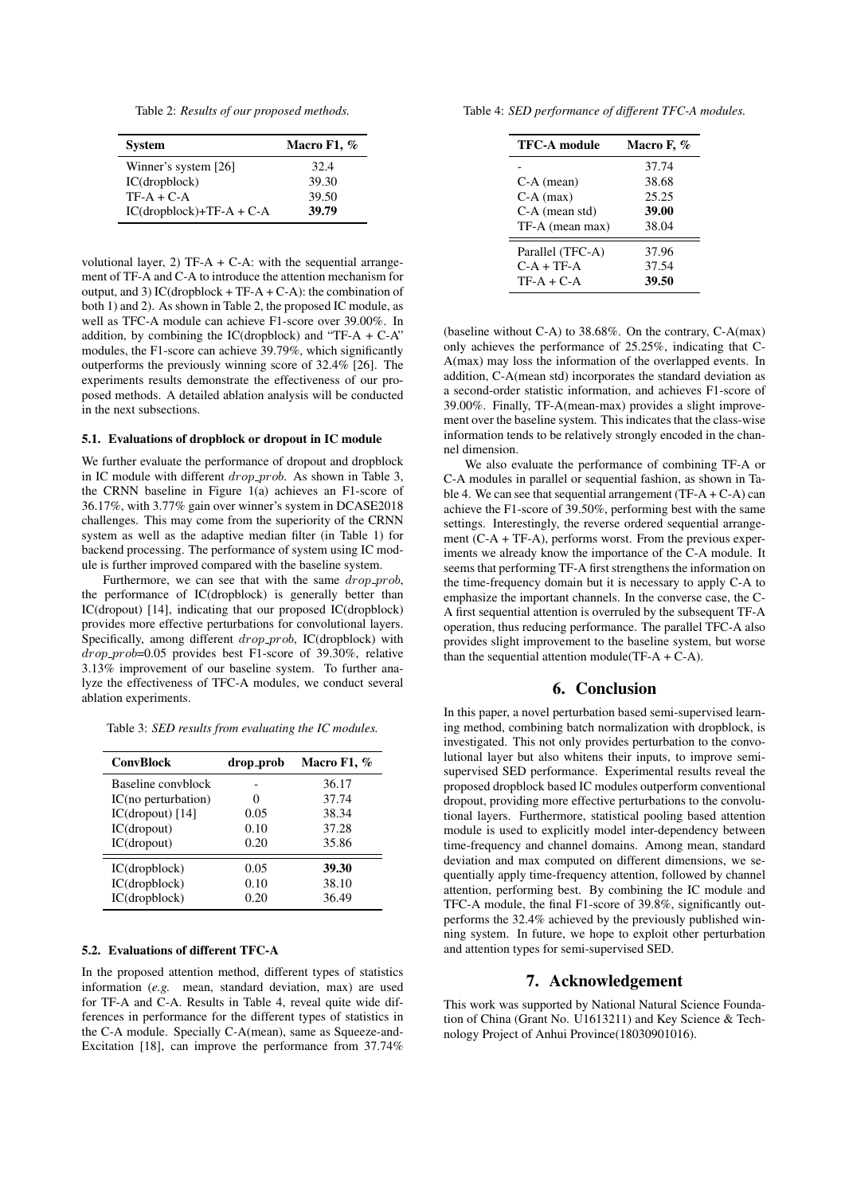Table 2: *Results of our proposed methods.*

| System | Macro F1, % |
|---|---|
| Winner's system [26] | 32.4 |
| IC(dropblock) | 39.30 |
| TF-A + C-A | 39.50 |
| IC(dropblock)+TF-A + C-A | **39.79** |

volutional layer, 2) TF-A + C-A: with the sequential arrangement of TF-A and C-A to introduce the attention mechanism for output, and 3) IC(dropblock + TF-A + C-A): the combination of both 1) and 2). As shown in Table 2, the proposed IC module, as well as TFC-A module can achieve F1-score over 39.00%. In addition, by combining the IC(dropblock) and "TF-A + C-A" modules, the F1-score can achieve 39.79%, which significantly outperforms the previously winning score of 32.4% [26]. The experiments results demonstrate the effectiveness of our proposed methods. A detailed ablation analysis will be conducted in the next subsections.

### 5.1. Evaluations of dropblock or dropout in IC module

We further evaluate the performance of dropout and dropblock in IC module with different $drop\_prob$. As shown in Table 3, the CRNN baseline in Figure 1(a) achieves an F1-score of 36.17%, with 3.77% gain over winner's system in DCASE2018 challenges. This may come from the superiority of the CRNN system as well as the adaptive median filter (in Table 1) for backend processing. The performance of system using IC module is further improved compared with the baseline system.

Furthermore, we can see that with the same $drop\_prob$, the performance of IC(dropblock) is generally better than IC(dropout) [14], indicating that our proposed IC(dropblock) provides more effective perturbations for convolutional layers. Specifically, among different $drop\_prob$, IC(dropblock) with $drop\_prob$=0.05 provides best F1-score of 39.30%, relative 3.13% improvement of our baseline system. To further analyze the effectiveness of TFC-A modules, we conduct several ablation experiments.

Table 3: *SED results from evaluating the IC modules.*

| ConvBlock | drop_prob | Macro F1, % |
|---|---|---|
| Baseline convblock | - | 36.17 |
| IC(no perturbation) | 0 | 37.74 |
| IC(dropout) [14] | 0.05 | 38.34 |
| IC(dropout) | 0.10 | 37.28 |
| IC(dropout) | 0.20 | 35.86 |
| IC(dropblock) | 0.05 | **39.30** |
| IC(dropblock) | 0.10 | 38.10 |
| IC(dropblock) | 0.20 | 36.49 |

### 5.2. Evaluations of different TFC-A

In the proposed attention method, different types of statistics information (*e.g.* mean, standard deviation, max) are used for TF-A and C-A. Results in Table 4, reveal quite wide differences in performance for the different types of statistics in the C-A module. Specially C-A(mean), same as Squeeze-and-Excitation [18], can improve the performance from 37.74% (baseline without C-A) to 38.68%. On the contrary, C-A(max) only achieves the performance of 25.25%, indicating that C-A(max) may lose the information of the overlapped events. In addition, C-A(mean std) incorporates the standard deviation as a second-order statistic information, and achieves F1-score of 39.00%. Finally, TF-A(mean-max) provides a slight improvement over the baseline system. This indicates that the class-wise information tends to be relatively strongly encoded in the channel dimension.

Table 4: *SED performance of different TFC-A modules.*

| TFC-A module | Macro F, % |
|---|---|
| - | 37.74 |
| C-A (mean) | 38.68 |
| C-A (max) | 25.25 |
| C-A (mean std) | **39.00** |
| TF-A (mean max) | 38.04 |
| Parallel (TFC-A) | 37.96 |
| C-A + TF-A | 37.54 |
| TF-A + C-A | **39.50** |

We also evaluate the performance of combining TF-A or C-A modules in parallel or sequential fashion, as shown in Table 4. We can see that sequential arrangement (TF-A + C-A) can achieve the F1-score of 39.50%, performing best with the same settings. Interestingly, the reverse ordered sequential arrangement (C-A + TF-A), performs worst. From the previous experiments we already know the importance of the C-A module. It seems that performing TF-A first strengthens the information on the time-frequency domain but it is necessary to apply C-A to emphasize the important channels. In the converse case, the C-A first sequential attention is overruled by the subsequent TF-A operation, thus reducing performance. The parallel TFC-A also provides slight improvement to the baseline system, but worse than the sequential attention module(TF-A + C-A).

## 6. Conclusion

In this paper, a novel perturbation based semi-supervised learning method, combining batch normalization with dropblock, is investigated. This not only provides perturbation to the convolutional layer but also whitens their inputs, to improve semi-supervised SED performance. Experimental results reveal the proposed dropblock based IC modules outperform conventional dropout, providing more effective perturbations to the convolutional layers. Furthermore, statistical pooling based attention module is used to explicitly model inter-dependency between time-frequency and channel domains. Among mean, standard deviation and max computed on different dimensions, we sequentially apply time-frequency attention, followed by channel attention, performing best. By combining the IC module and TFC-A module, the final F1-score of 39.8%, significantly outperforms the 32.4% achieved by the previously published winning system. In future, we hope to exploit other perturbation and attention types for semi-supervised SED.

## 7. Acknowledgement

This work was supported by National Natural Science Foundation of China (Grant No. U1613211) and Key Science & Technology Project of Anhui Province(18030901016).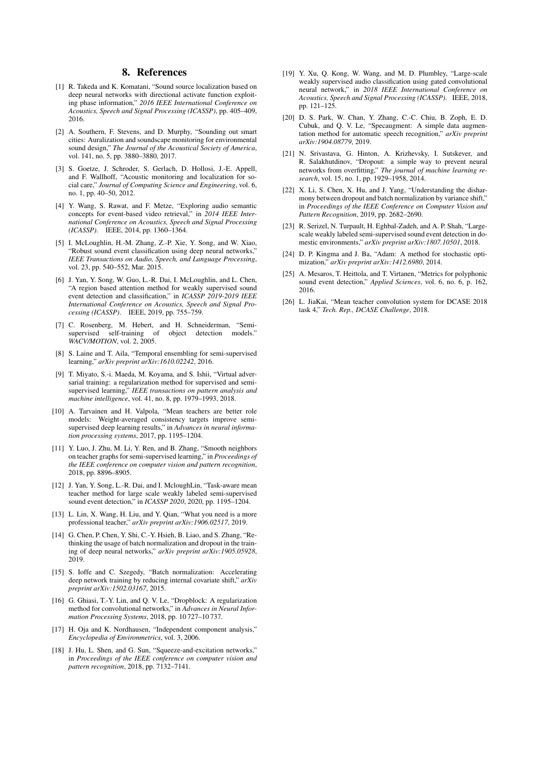## 8. References

[1] R. Takeda and K. Komatani, "Sound source localization based on deep neural networks with directional activate function exploiting phase information," *2016 IEEE International Conference on Acoustics, Speech and Signal Processing (ICASSP)*, pp. 405–409, 2016.

[2] A. Southern, F. Stevens, and D. Murphy, "Sounding out smart cities: Auralization and soundscape monitoring for environmental sound design," *The Journal of the Acoustical Society of America*, vol. 141, no. 5, pp. 3880–3880, 2017.

[3] S. Goetze, J. Schroder, S. Gerlach, D. Hollosi, J.-E. Appell, and F. Wallhoff, "Acoustic monitoring and localization for social care," *Journal of Computing Science and Engineering*, vol. 6, no. 1, pp. 40–50, 2012.

[4] Y. Wang, S. Rawat, and F. Metze, "Exploring audio semantic concepts for event-based video retrieval," in *2014 IEEE International Conference on Acoustics, Speech and Signal Processing (ICASSP)*. IEEE, 2014, pp. 1360–1364.

[5] I. McLoughlin, H.-M. Zhang, Z.-P. Xie, Y. Song, and W. Xiao, "Robust sound event classification using deep neural networks," *IEEE Transactions on Audio, Speech, and Language Processing*, vol. 23, pp. 540–552, Mar. 2015.

[6] J. Yan, Y. Song, W. Guo, L.-R. Dai, I. McLoughlin, and L. Chen, "A region based attention method for weakly supervised sound event detection and classification," in *ICASSP 2019-2019 IEEE International Conference on Acoustics, Speech and Signal Processing (ICASSP)*. IEEE, 2019, pp. 755–759.

[7] C. Rosenberg, M. Hebert, and H. Schneiderman, "Semi-supervised self-training of object detection models." *WACV/MOTION*, vol. 2, 2005.

[8] S. Laine and T. Aila, "Temporal ensembling for semi-supervised learning," *arXiv preprint arXiv:1610.02242*, 2016.

[9] T. Miyato, S.-i. Maeda, M. Koyama, and S. Ishii, "Virtual adversarial training: a regularization method for supervised and semi-supervised learning," *IEEE transactions on pattern analysis and machine intelligence*, vol. 41, no. 8, pp. 1979–1993, 2018.

[10] A. Tarvainen and H. Valpola, "Mean teachers are better role models: Weight-averaged consistency targets improve semi-supervised deep learning results," in *Advances in neural information processing systems*, 2017, pp. 1195–1204.

[11] Y. Luo, J. Zhu, M. Li, Y. Ren, and B. Zhang, "Smooth neighbors on teacher graphs for semi-supervised learning," in *Proceedings of the IEEE conference on computer vision and pattern recognition*, 2018, pp. 8896–8905.

[12] J. Yan, Y. Song, L.-R. Dai, and I. McloughLin, "Task-aware mean teacher method for large scale weakly labeled semi-supervised sound event detection," in *ICASSP 2020*, 2020, pp. 1195–1204.

[13] L. Lin, X. Wang, H. Liu, and Y. Qian, "What you need is a more professional teacher," *arXiv preprint arXiv:1906.02517*, 2019.

[14] G. Chen, P. Chen, Y. Shi, C.-Y. Hsieh, B. Liao, and S. Zhang, "Rethinking the usage of batch normalization and dropout in the training of deep neural networks," *arXiv preprint arXiv:1905.05928*, 2019.

[15] S. Ioffe and C. Szegedy, "Batch normalization: Accelerating deep network training by reducing internal covariate shift," *arXiv preprint arXiv:1502.03167*, 2015.

[16] G. Ghiasi, T.-Y. Lin, and Q. V. Le, "Dropblock: A regularization method for convolutional networks," in *Advances in Neural Information Processing Systems*, 2018, pp. 10 727–10 737.

[17] H. Oja and K. Nordhausen, "Independent component analysis," *Encyclopedia of Environmetrics*, vol. 3, 2006.

[18] J. Hu, L. Shen, and G. Sun, "Squeeze-and-excitation networks," in *Proceedings of the IEEE conference on computer vision and pattern recognition*, 2018, pp. 7132–7141.

[19] Y. Xu, Q. Kong, W. Wang, and M. D. Plumbley, "Large-scale weakly supervised audio classification using gated convolutional neural network," in *2018 IEEE International Conference on Acoustics, Speech and Signal Processing (ICASSP)*. IEEE, 2018, pp. 121–125.

[20] D. S. Park, W. Chan, Y. Zhang, C.-C. Chiu, B. Zoph, E. D. Cubuk, and Q. V. Le, "Specaugment: A simple data augmentation method for automatic speech recognition," *arXiv preprint arXiv:1904.08779*, 2019.

[21] N. Srivastava, G. Hinton, A. Krizhevsky, I. Sutskever, and R. Salakhutdinov, "Dropout: a simple way to prevent neural networks from overfitting," *The journal of machine learning research*, vol. 15, no. 1, pp. 1929–1958, 2014.

[22] X. Li, S. Chen, X. Hu, and J. Yang, "Understanding the disharmony between dropout and batch normalization by variance shift," in *Proceedings of the IEEE Conference on Computer Vision and Pattern Recognition*, 2019, pp. 2682–2690.

[23] R. Serizel, N. Turpault, H. Eghbal-Zadeh, and A. P. Shah, "Large-scale weakly labeled semi-supervised sound event detection in domestic environments," *arXiv preprint arXiv:1807.10501*, 2018.

[24] D. P. Kingma and J. Ba, "Adam: A method for stochastic optimization," *arXiv preprint arXiv:1412.6980*, 2014.

[25] A. Mesaros, T. Heittola, and T. Virtanen, "Metrics for polyphonic sound event detection," *Applied Sciences*, vol. 6, no. 6, p. 162, 2016.

[26] L. JiaKai, "Mean teacher convolution system for DCASE 2018 task 4," *Tech. Rep., DCASE Challenge*, 2018.